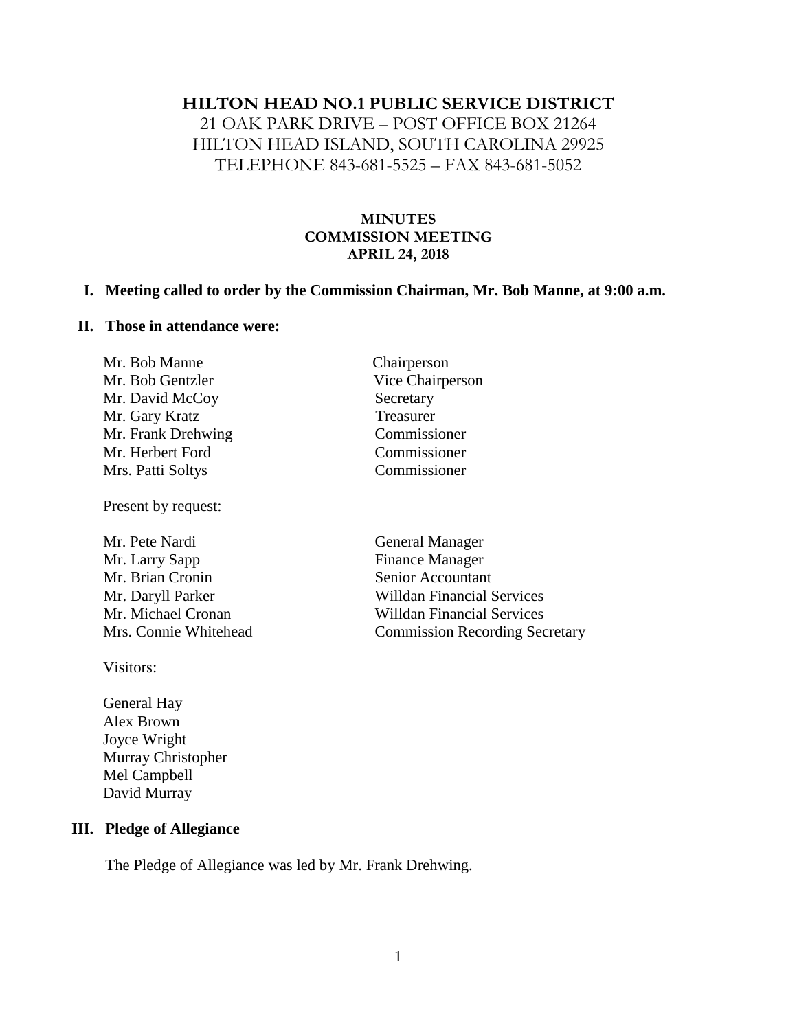# HILTON HEAD NO.1 PUBLIC SERVICE DISTRICT

21 OAK PARK DRIVE – POST OFFICE BOX 21264
HILTON HEAD ISLAND, SOUTH CAROLINA 29925
TELEPHONE 843-681-5525 – FAX 843-681-5052

## MINUTES
## COMMISSION MEETING
## APRIL 24, 2018

**I. Meeting called to order by the Commission Chairman, Mr. Bob Manne, at 9:00 a.m.**

**II. Those in attendance were:**

| | |
|---|---|
| Mr. Bob Manne | Chairperson |
| Mr. Bob Gentzler | Vice Chairperson |
| Mr. David McCoy | Secretary |
| Mr. Gary Kratz | Treasurer |
| Mr. Frank Drehwing | Commissioner |
| Mr. Herbert Ford | Commissioner |
| Mrs. Patti Soltys | Commissioner |

Present by request:

| | |
|---|---|
| Mr. Pete Nardi | General Manager |
| Mr. Larry Sapp | Finance Manager |
| Mr. Brian Cronin | Senior Accountant |
| Mr. Daryll Parker | Willdan Financial Services |
| Mr. Michael Cronan | Willdan Financial Services |
| Mrs. Connie Whitehead | Commission Recording Secretary |

Visitors:

General Hay
Alex Brown
Joyce Wright
Murray Christopher
Mel Campbell
David Murray

**III. Pledge of Allegiance**

The Pledge of Allegiance was led by Mr. Frank Drehwing.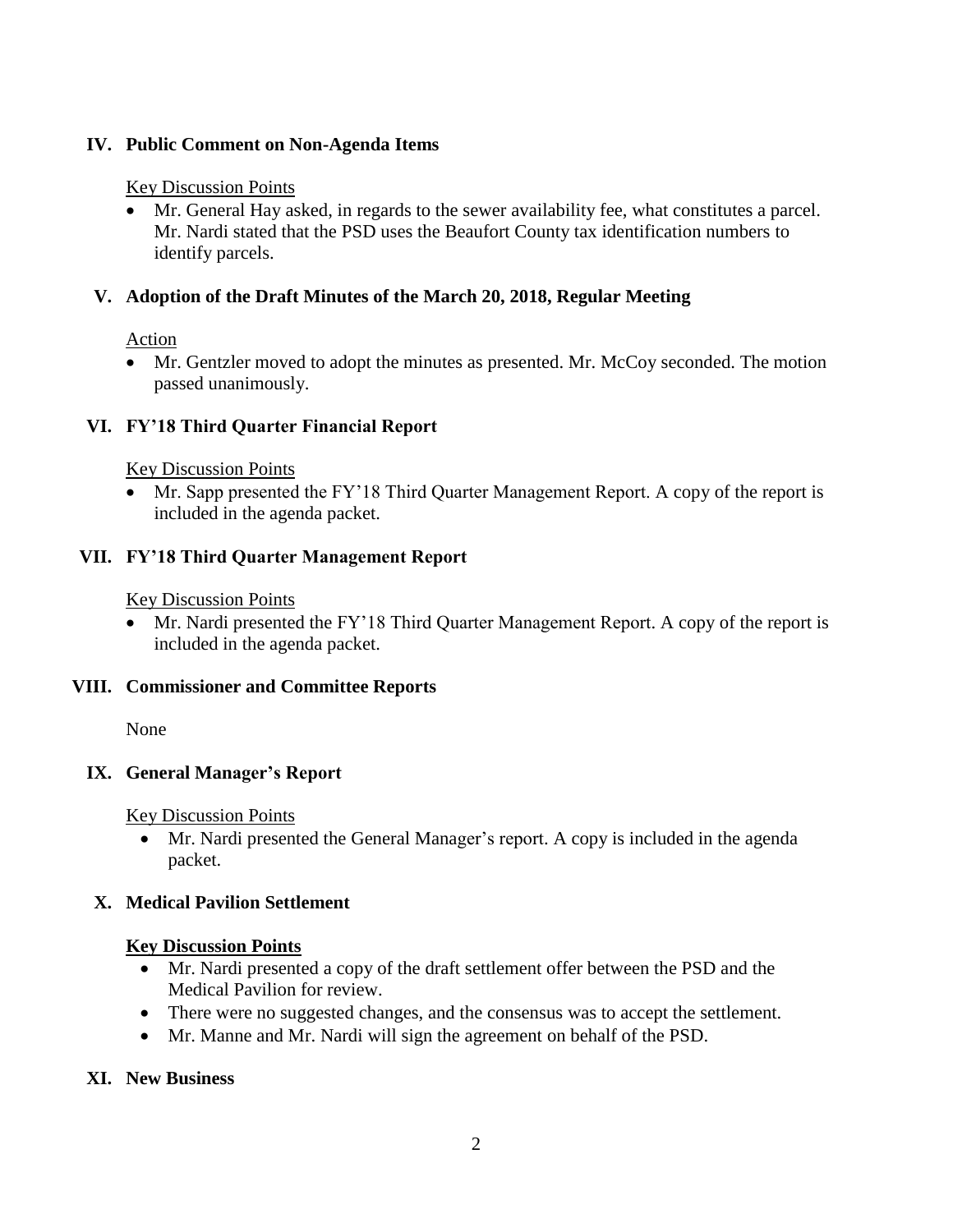## IV. Public Comment on Non-Agenda Items

Key Discussion Points

- Mr. General Hay asked, in regards to the sewer availability fee, what constitutes a parcel. Mr. Nardi stated that the PSD uses the Beaufort County tax identification numbers to identify parcels.

## V. Adoption of the Draft Minutes of the March 20, 2018, Regular Meeting

Action

- Mr. Gentzler moved to adopt the minutes as presented. Mr. McCoy seconded. The motion passed unanimously.

## VI. FY'18 Third Quarter Financial Report

Key Discussion Points

- Mr. Sapp presented the FY'18 Third Quarter Management Report. A copy of the report is included in the agenda packet.

## VII. FY'18 Third Quarter Management Report

Key Discussion Points

- Mr. Nardi presented the FY'18 Third Quarter Management Report. A copy of the report is included in the agenda packet.

## VIII. Commissioner and Committee Reports

None

## IX. General Manager's Report

Key Discussion Points

- Mr. Nardi presented the General Manager's report. A copy is included in the agenda packet.

## X. Medical Pavilion Settlement

**Key Discussion Points**

- Mr. Nardi presented a copy of the draft settlement offer between the PSD and the Medical Pavilion for review.
- There were no suggested changes, and the consensus was to accept the settlement.
- Mr. Manne and Mr. Nardi will sign the agreement on behalf of the PSD.

## XI. New Business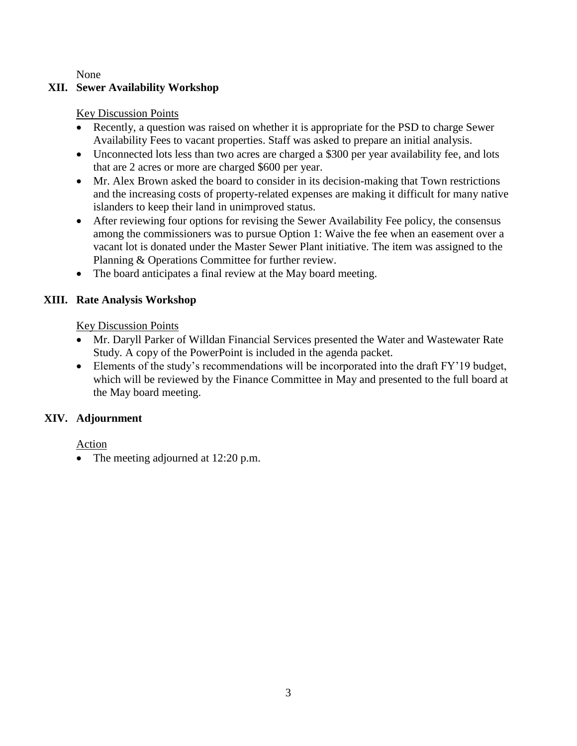None

## XII. Sewer Availability Workshop

Key Discussion Points

- Recently, a question was raised on whether it is appropriate for the PSD to charge Sewer Availability Fees to vacant properties. Staff was asked to prepare an initial analysis.
- Unconnected lots less than two acres are charged a $300 per year availability fee, and lots that are 2 acres or more are charged $600 per year.
- Mr. Alex Brown asked the board to consider in its decision-making that Town restrictions and the increasing costs of property-related expenses are making it difficult for many native islanders to keep their land in unimproved status.
- After reviewing four options for revising the Sewer Availability Fee policy, the consensus among the commissioners was to pursue Option 1: Waive the fee when an easement over a vacant lot is donated under the Master Sewer Plant initiative. The item was assigned to the Planning & Operations Committee for further review.
- The board anticipates a final review at the May board meeting.

## XIII. Rate Analysis Workshop

Key Discussion Points

- Mr. Daryll Parker of Willdan Financial Services presented the Water and Wastewater Rate Study. A copy of the PowerPoint is included in the agenda packet.
- Elements of the study's recommendations will be incorporated into the draft FY'19 budget, which will be reviewed by the Finance Committee in May and presented to the full board at the May board meeting.

## XIV. Adjournment

Action

- The meeting adjourned at 12:20 p.m.